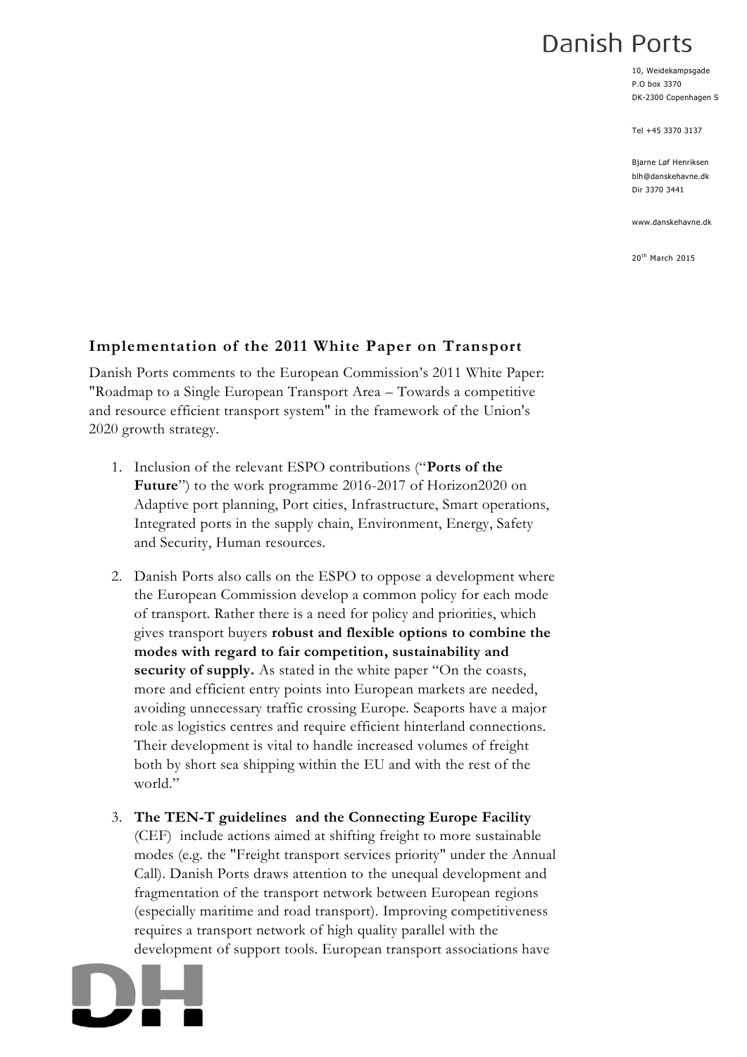Danish Ports

10, Weidekampsgade
P.O box 3370
DK-2300 Copenhagen S

Tel +45 3370 3137

Bjarne Løf Henriksen
blh@danskehavne.dk
Dir 3370 3441

www.danskehavne.dk

20th March 2015

## Implementation of the 2011 White Paper on Transport

Danish Ports comments to the European Commission's 2011 White Paper: "Roadmap to a Single European Transport Area – Towards a competitive and resource efficient transport system" in the framework of the Union's 2020 growth strategy.

1. Inclusion of the relevant ESPO contributions ("**Ports of the Future**") to the work programme 2016-2017 of Horizon2020 on Adaptive port planning, Port cities, Infrastructure, Smart operations, Integrated ports in the supply chain, Environment, Energy, Safety and Security, Human resources.

2. Danish Ports also calls on the ESPO to oppose a development where the European Commission develop a common policy for each mode of transport. Rather there is a need for policy and priorities, which gives transport buyers **robust and flexible options to combine the modes with regard to fair competition, sustainability and security of supply.** As stated in the white paper "On the coasts, more and efficient entry points into European markets are needed, avoiding unnecessary traffic crossing Europe. Seaports have a major role as logistics centres and require efficient hinterland connections. Their development is vital to handle increased volumes of freight both by short sea shipping within the EU and with the rest of the world."

3. **The TEN-T guidelines and the Connecting Europe Facility** (CEF) include actions aimed at shifting freight to more sustainable modes (e.g. the "Freight transport services priority" under the Annual Call). Danish Ports draws attention to the unequal development and fragmentation of the transport network between European regions (especially maritime and road transport). Improving competitiveness requires a transport network of high quality parallel with the development of support tools. European transport associations have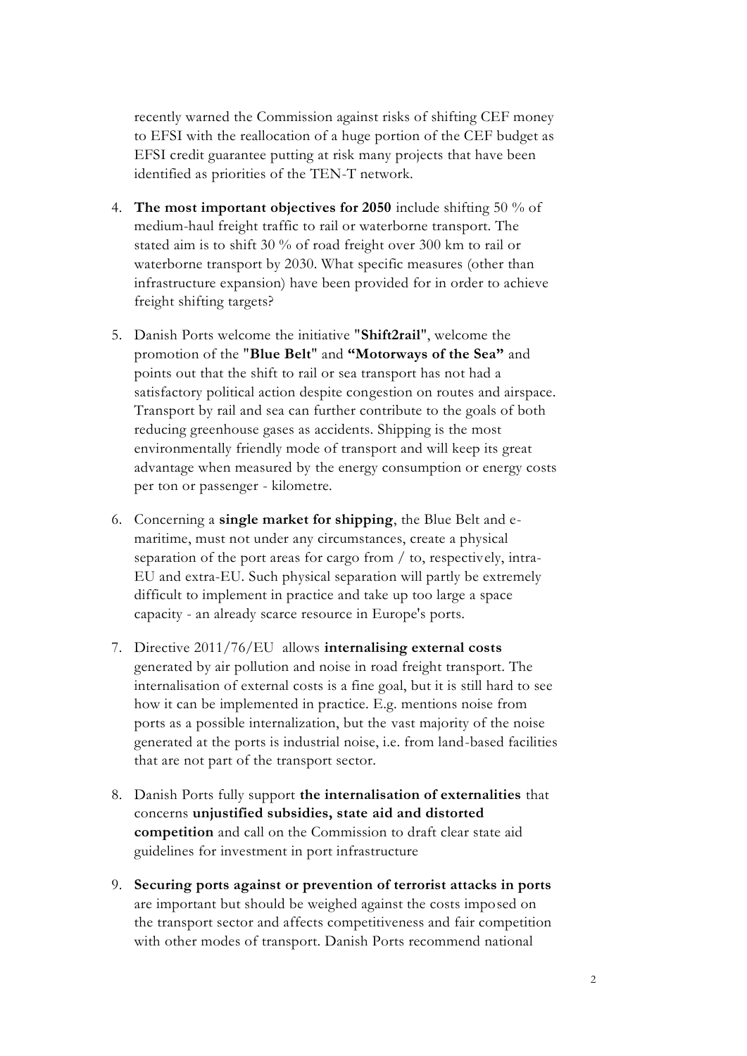recently warned the Commission against risks of shifting CEF money to EFSI with the reallocation of a huge portion of the CEF budget as EFSI credit guarantee putting at risk many projects that have been identified as priorities of the TEN-T network.

4. **The most important objectives for 2050** include shifting 50 % of medium-haul freight traffic to rail or waterborne transport. The stated aim is to shift 30 % of road freight over 300 km to rail or waterborne transport by 2030. What specific measures (other than infrastructure expansion) have been provided for in order to achieve freight shifting targets?

5. Danish Ports welcome the initiative "**Shift2rail**", welcome the promotion of the "**Blue Belt**" and **"Motorways of the Sea"** and points out that the shift to rail or sea transport has not had a satisfactory political action despite congestion on routes and airspace. Transport by rail and sea can further contribute to the goals of both reducing greenhouse gases as accidents. Shipping is the most environmentally friendly mode of transport and will keep its great advantage when measured by the energy consumption or energy costs per ton or passenger - kilometre.

6. Concerning a **single market for shipping**, the Blue Belt and e-maritime, must not under any circumstances, create a physical separation of the port areas for cargo from / to, respectively, intra-EU and extra-EU. Such physical separation will partly be extremely difficult to implement in practice and take up too large a space capacity - an already scarce resource in Europe's ports.

7. Directive 2011/76/EU allows **internalising external costs** generated by air pollution and noise in road freight transport. The internalisation of external costs is a fine goal, but it is still hard to see how it can be implemented in practice. E.g. mentions noise from ports as a possible internalization, but the vast majority of the noise generated at the ports is industrial noise, i.e. from land-based facilities that are not part of the transport sector.

8. Danish Ports fully support **the internalisation of externalities** that concerns **unjustified subsidies, state aid and distorted competition** and call on the Commission to draft clear state aid guidelines for investment in port infrastructure

9. **Securing ports against or prevention of terrorist attacks in ports** are important but should be weighed against the costs imposed on the transport sector and affects competitiveness and fair competition with other modes of transport. Danish Ports recommend national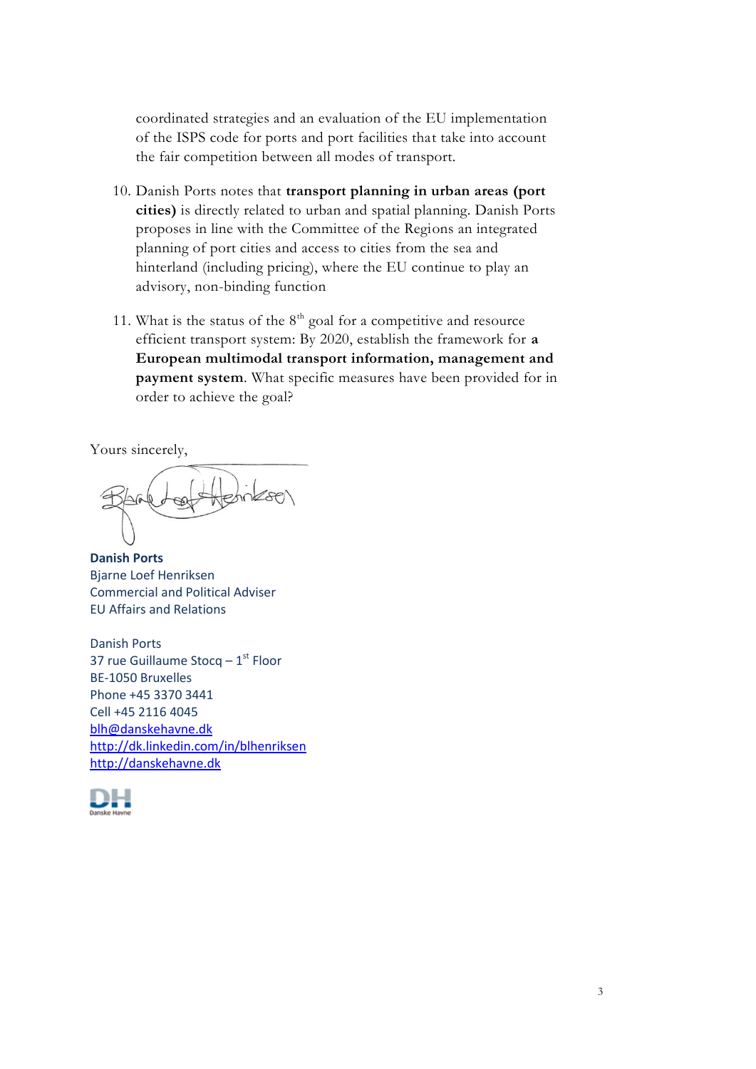coordinated strategies and an evaluation of the EU implementation of the ISPS code for ports and port facilities that take into account the fair competition between all modes of transport.

10. Danish Ports notes that **transport planning in urban areas (port cities)** is directly related to urban and spatial planning. Danish Ports proposes in line with the Committee of the Regions an integrated planning of port cities and access to cities from the sea and hinterland (including pricing), where the EU continue to play an advisory, non-binding function

11. What is the status of the 8th goal for a competitive and resource efficient transport system: By 2020, establish the framework for **a European multimodal transport information, management and payment system**. What specific measures have been provided for in order to achieve the goal?

Yours sincerely,

**Danish Ports**
Bjarne Loef Henriksen
Commercial and Political Adviser
EU Affairs and Relations

Danish Ports
37 rue Guillaume Stocq – 1st Floor
BE-1050 Bruxelles
Phone +45 3370 3441
Cell +45 2116 4045
blh@danskehavne.dk
http://dk.linkedin.com/in/blhenriksen
http://danskehavne.dk

DH
Danske Havne